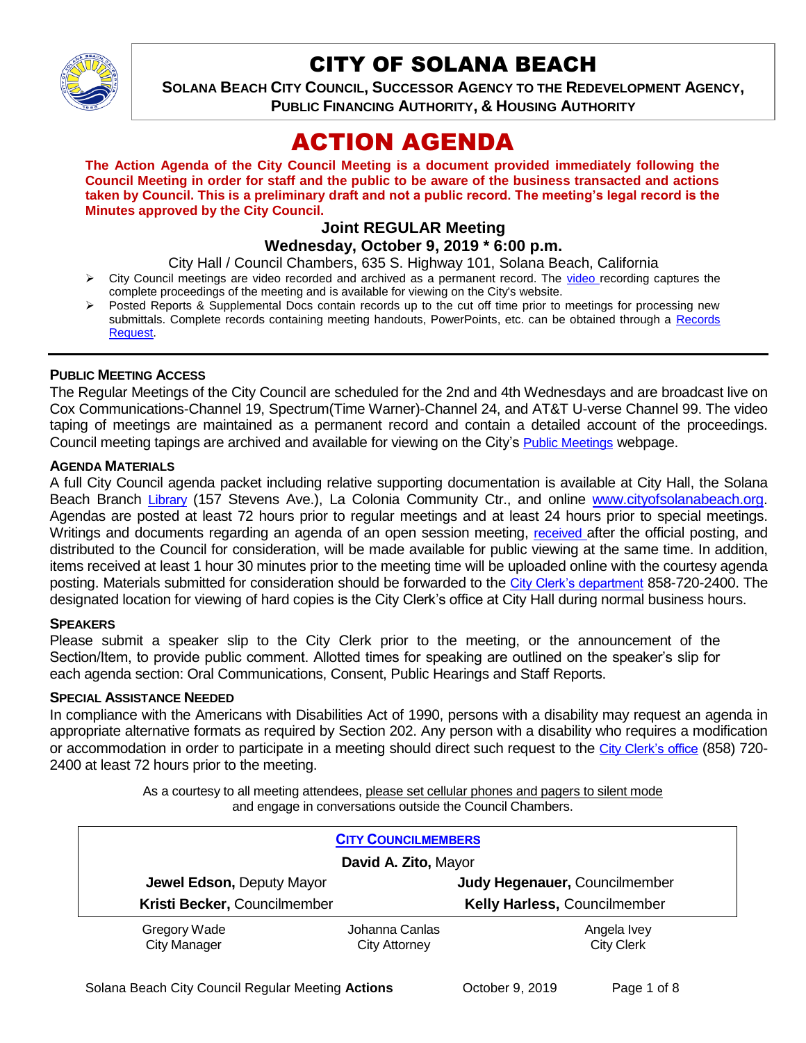# CITY OF SOLANA BEACH

**SOLANA BEACH CITY COUNCIL, SUCCESSOR AGENCY TO THE REDEVELOPMENT AGENCY, PUBLIC FINANCING AUTHORITY, & HOUSING AUTHORITY**

# ACTION AGENDA

**The Action Agenda of the City Council Meeting is a document provided immediately following the Council Meeting in order for staff and the public to be aware of the business transacted and actions taken by Council. This is a preliminary draft and not a public record. The meeting's legal record is the Minutes approved by the City Council.**

### Joint REGULAR Meeting
### Wednesday, October 9, 2019 * 6:00 p.m.

City Hall / Council Chambers, 635 S. Highway 101, Solana Beach, California

- City Council meetings are video recorded and archived as a permanent record. The video recording captures the complete proceedings of the meeting and is available for viewing on the City's website.
- Posted Reports & Supplemental Docs contain records up to the cut off time prior to meetings for processing new submittals. Complete records containing meeting handouts, PowerPoints, etc. can be obtained through a Records Request.

---

**PUBLIC MEETING ACCESS**

The Regular Meetings of the City Council are scheduled for the 2nd and 4th Wednesdays and are broadcast live on Cox Communications-Channel 19, Spectrum(Time Warner)-Channel 24, and AT&T U-verse Channel 99. The video taping of meetings are maintained as a permanent record and contain a detailed account of the proceedings. Council meeting tapings are archived and available for viewing on the City's Public Meetings webpage.

**AGENDA MATERIALS**

A full City Council agenda packet including relative supporting documentation is available at City Hall, the Solana Beach Branch Library (157 Stevens Ave.), La Colonia Community Ctr., and online www.cityofsolanabeach.org. Agendas are posted at least 72 hours prior to regular meetings and at least 24 hours prior to special meetings. Writings and documents regarding an agenda of an open session meeting, received after the official posting, and distributed to the Council for consideration, will be made available for public viewing at the same time. In addition, items received at least 1 hour 30 minutes prior to the meeting time will be uploaded online with the courtesy agenda posting. Materials submitted for consideration should be forwarded to the City Clerk's department 858-720-2400. The designated location for viewing of hard copies is the City Clerk's office at City Hall during normal business hours.

**SPEAKERS**

Please submit a speaker slip to the City Clerk prior to the meeting, or the announcement of the Section/Item, to provide public comment. Allotted times for speaking are outlined on the speaker's slip for each agenda section: Oral Communications, Consent, Public Hearings and Staff Reports.

**SPECIAL ASSISTANCE NEEDED**

In compliance with the Americans with Disabilities Act of 1990, persons with a disability may request an agenda in appropriate alternative formats as required by Section 202. Any person with a disability who requires a modification or accommodation in order to participate in a meeting should direct such request to the City Clerk's office (858) 720-2400 at least 72 hours prior to the meeting.

As a courtesy to all meeting attendees, please set cellular phones and pagers to silent mode and engage in conversations outside the Council Chambers.

| CITY COUNCILMEMBERS | |
|---|---|
| **David A. Zito,** Mayor | |
| **Jewel Edson,** Deputy Mayor | **Judy Hegenauer,** Councilmember |
| **Kristi Becker,** Councilmember | **Kelly Harless,** Councilmember |

| Gregory Wade | Johanna Canlas | Angela Ivey |
|---|---|---|
| City Manager | City Attorney | City Clerk |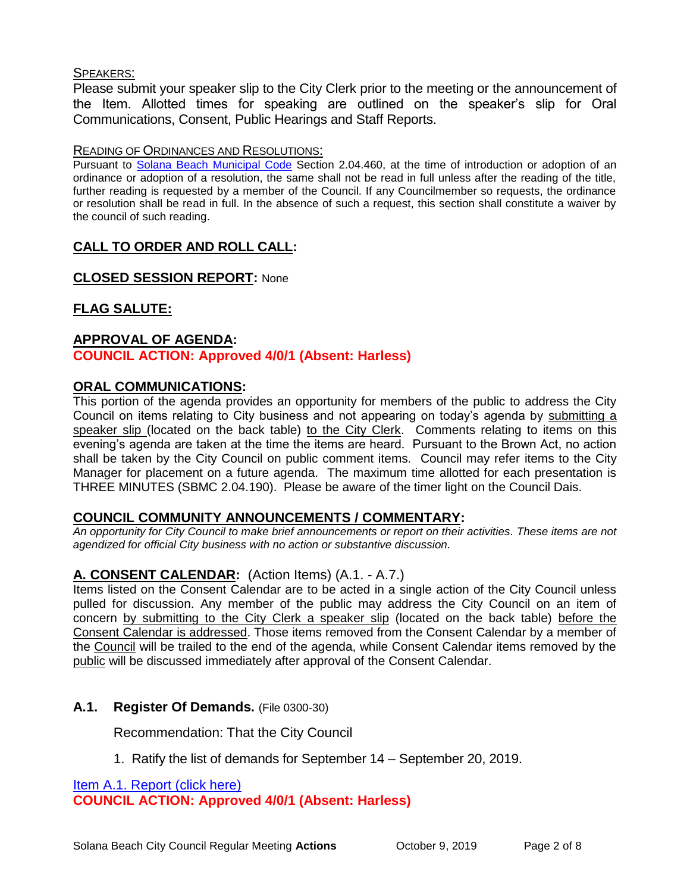SPEAKERS:

Please submit your speaker slip to the City Clerk prior to the meeting or the announcement of the Item. Allotted times for speaking are outlined on the speaker's slip for Oral Communications, Consent, Public Hearings and Staff Reports.

READING OF ORDINANCES AND RESOLUTIONS:

Pursuant to Solana Beach Municipal Code Section 2.04.460, at the time of introduction or adoption of an ordinance or adoption of a resolution, the same shall not be read in full unless after the reading of the title, further reading is requested by a member of the Council. If any Councilmember so requests, the ordinance or resolution shall be read in full. In the absence of such a request, this section shall constitute a waiver by the council of such reading.

## CALL TO ORDER AND ROLL CALL:

## CLOSED SESSION REPORT: None

## FLAG SALUTE:

## APPROVAL OF AGENDA:

**COUNCIL ACTION: Approved 4/0/1 (Absent: Harless)**

## ORAL COMMUNICATIONS:

This portion of the agenda provides an opportunity for members of the public to address the City Council on items relating to City business and not appearing on today's agenda by submitting a speaker slip (located on the back table) to the City Clerk. Comments relating to items on this evening's agenda are taken at the time the items are heard. Pursuant to the Brown Act, no action shall be taken by the City Council on public comment items. Council may refer items to the City Manager for placement on a future agenda. The maximum time allotted for each presentation is THREE MINUTES (SBMC 2.04.190). Please be aware of the timer light on the Council Dais.

## COUNCIL COMMUNITY ANNOUNCEMENTS / COMMENTARY:

*An opportunity for City Council to make brief announcements or report on their activities. These items are not agendized for official City business with no action or substantive discussion.*

## A. CONSENT CALENDAR: (Action Items) (A.1. - A.7.)

Items listed on the Consent Calendar are to be acted in a single action of the City Council unless pulled for discussion. Any member of the public may address the City Council on an item of concern by submitting to the City Clerk a speaker slip (located on the back table) before the Consent Calendar is addressed. Those items removed from the Consent Calendar by a member of the Council will be trailed to the end of the agenda, while Consent Calendar items removed by the public will be discussed immediately after approval of the Consent Calendar.

### A.1. Register Of Demands. (File 0300-30)

Recommendation: That the City Council

1. Ratify the list of demands for September 14 – September 20, 2019.

Item A.1. Report (click here)

**COUNCIL ACTION: Approved 4/0/1 (Absent: Harless)**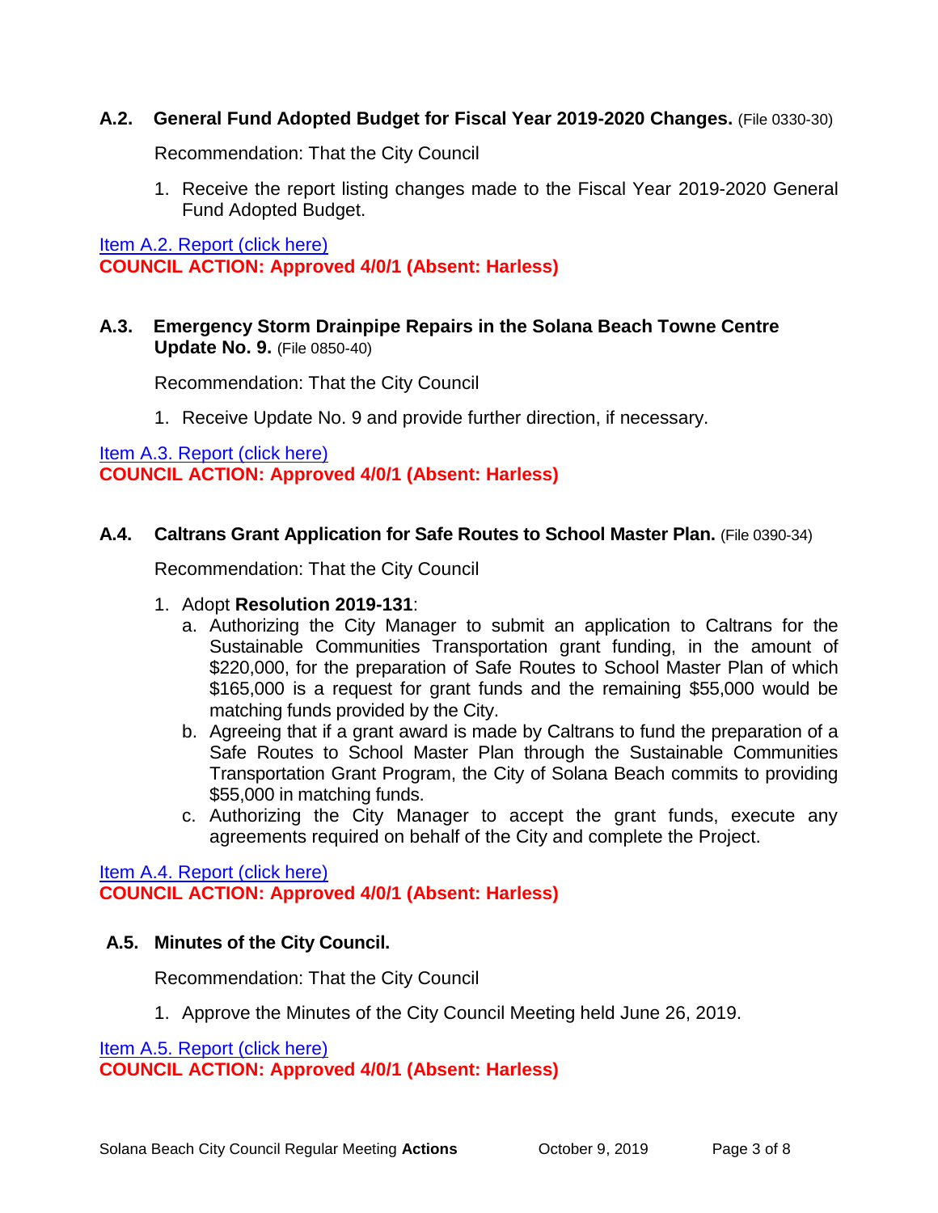**A.2. General Fund Adopted Budget for Fiscal Year 2019-2020 Changes.** (File 0330-30)

Recommendation: That the City Council

1. Receive the report listing changes made to the Fiscal Year 2019-2020 General Fund Adopted Budget.

Item A.2. Report (click here)
**COUNCIL ACTION: Approved 4/0/1 (Absent: Harless)**

**A.3. Emergency Storm Drainpipe Repairs in the Solana Beach Towne Centre Update No. 9.** (File 0850-40)

Recommendation: That the City Council

1. Receive Update No. 9 and provide further direction, if necessary.

Item A.3. Report (click here)
**COUNCIL ACTION: Approved 4/0/1 (Absent: Harless)**

**A.4. Caltrans Grant Application for Safe Routes to School Master Plan.** (File 0390-34)

Recommendation: That the City Council

1. Adopt **Resolution 2019-131**:
   a. Authorizing the City Manager to submit an application to Caltrans for the Sustainable Communities Transportation grant funding, in the amount of $220,000, for the preparation of Safe Routes to School Master Plan of which $165,000 is a request for grant funds and the remaining $55,000 would be matching funds provided by the City.
   b. Agreeing that if a grant award is made by Caltrans to fund the preparation of a Safe Routes to School Master Plan through the Sustainable Communities Transportation Grant Program, the City of Solana Beach commits to providing $55,000 in matching funds.
   c. Authorizing the City Manager to accept the grant funds, execute any agreements required on behalf of the City and complete the Project.

Item A.4. Report (click here)
**COUNCIL ACTION: Approved 4/0/1 (Absent: Harless)**

**A.5. Minutes of the City Council.**

Recommendation: That the City Council

1. Approve the Minutes of the City Council Meeting held June 26, 2019.

Item A.5. Report (click here)
**COUNCIL ACTION: Approved 4/0/1 (Absent: Harless)**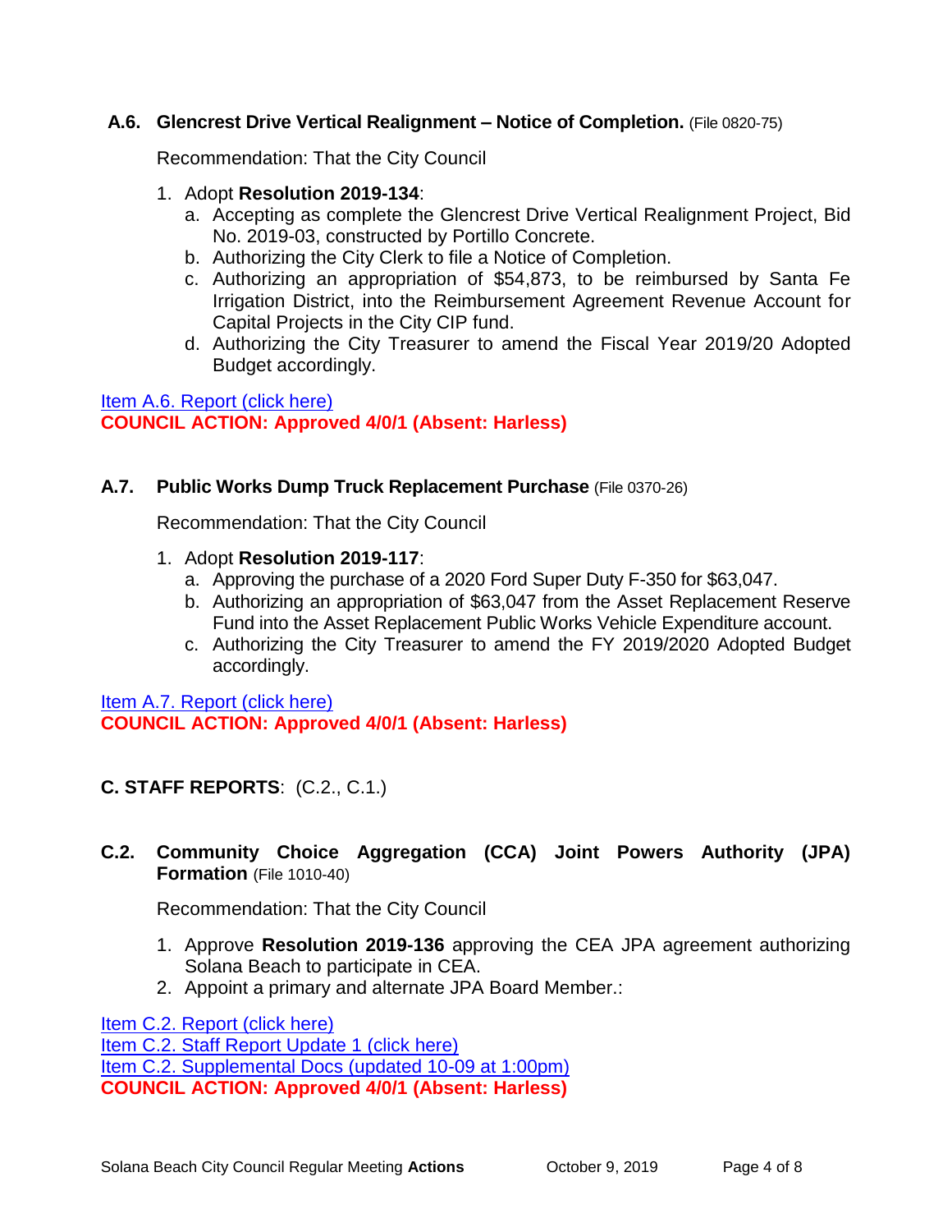### A.6. Glencrest Drive Vertical Realignment – Notice of Completion. (File 0820-75)

Recommendation: That the City Council

1. Adopt **Resolution 2019-134**:
   a. Accepting as complete the Glencrest Drive Vertical Realignment Project, Bid No. 2019-03, constructed by Portillo Concrete.
   b. Authorizing the City Clerk to file a Notice of Completion.
   c. Authorizing an appropriation of $54,873, to be reimbursed by Santa Fe Irrigation District, into the Reimbursement Agreement Revenue Account for Capital Projects in the City CIP fund.
   d. Authorizing the City Treasurer to amend the Fiscal Year 2019/20 Adopted Budget accordingly.

Item A.6. Report (click here)

**COUNCIL ACTION: Approved 4/0/1 (Absent: Harless)**

### A.7. Public Works Dump Truck Replacement Purchase (File 0370-26)

Recommendation: That the City Council

1. Adopt **Resolution 2019-117**:
   a. Approving the purchase of a 2020 Ford Super Duty F-350 for $63,047.
   b. Authorizing an appropriation of $63,047 from the Asset Replacement Reserve Fund into the Asset Replacement Public Works Vehicle Expenditure account.
   c. Authorizing the City Treasurer to amend the FY 2019/2020 Adopted Budget accordingly.

Item A.7. Report (click here)

**COUNCIL ACTION: Approved 4/0/1 (Absent: Harless)**

## C. STAFF REPORTS: (C.2., C.1.)

### C.2. Community Choice Aggregation (CCA) Joint Powers Authority (JPA) Formation (File 1010-40)

Recommendation: That the City Council

1. Approve **Resolution 2019-136** approving the CEA JPA agreement authorizing Solana Beach to participate in CEA.
2. Appoint a primary and alternate JPA Board Member.:

Item C.2. Report (click here)
Item C.2. Staff Report Update 1 (click here)
Item C.2. Supplemental Docs (updated 10-09 at 1:00pm)

**COUNCIL ACTION: Approved 4/0/1 (Absent: Harless)**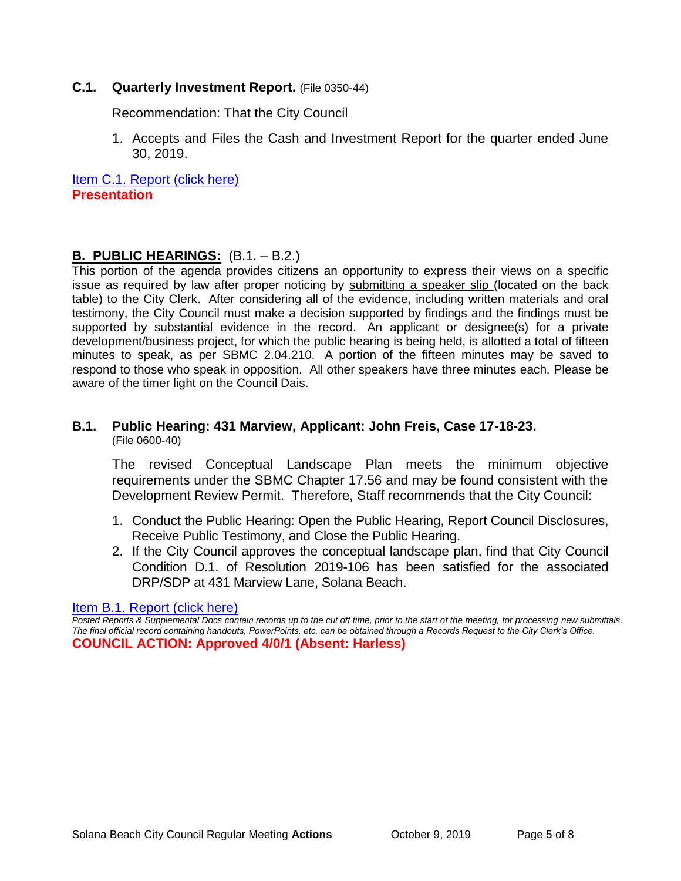### C.1. Quarterly Investment Report. (File 0350-44)

Recommendation: That the City Council

1. Accepts and Files the Cash and Investment Report for the quarter ended June 30, 2019.

Item C.1. Report (click here)
**Presentation**

## B. PUBLIC HEARINGS: (B.1. – B.2.)

This portion of the agenda provides citizens an opportunity to express their views on a specific issue as required by law after proper noticing by submitting a speaker slip (located on the back table) to the City Clerk. After considering all of the evidence, including written materials and oral testimony, the City Council must make a decision supported by findings and the findings must be supported by substantial evidence in the record. An applicant or designee(s) for a private development/business project, for which the public hearing is being held, is allotted a total of fifteen minutes to speak, as per SBMC 2.04.210. A portion of the fifteen minutes may be saved to respond to those who speak in opposition. All other speakers have three minutes each. Please be aware of the timer light on the Council Dais.

### B.1. Public Hearing: 431 Marview, Applicant: John Freis, Case 17-18-23.
(File 0600-40)

The revised Conceptual Landscape Plan meets the minimum objective requirements under the SBMC Chapter 17.56 and may be found consistent with the Development Review Permit. Therefore, Staff recommends that the City Council:

1. Conduct the Public Hearing: Open the Public Hearing, Report Council Disclosures, Receive Public Testimony, and Close the Public Hearing.
2. If the City Council approves the conceptual landscape plan, find that City Council Condition D.1. of Resolution 2019-106 has been satisfied for the associated DRP/SDP at 431 Marview Lane, Solana Beach.

Item B.1. Report (click here)

*Posted Reports & Supplemental Docs contain records up to the cut off time, prior to the start of the meeting, for processing new submittals. The final official record containing handouts, PowerPoints, etc. can be obtained through a Records Request to the City Clerk's Office.*

**COUNCIL ACTION: Approved 4/0/1 (Absent: Harless)**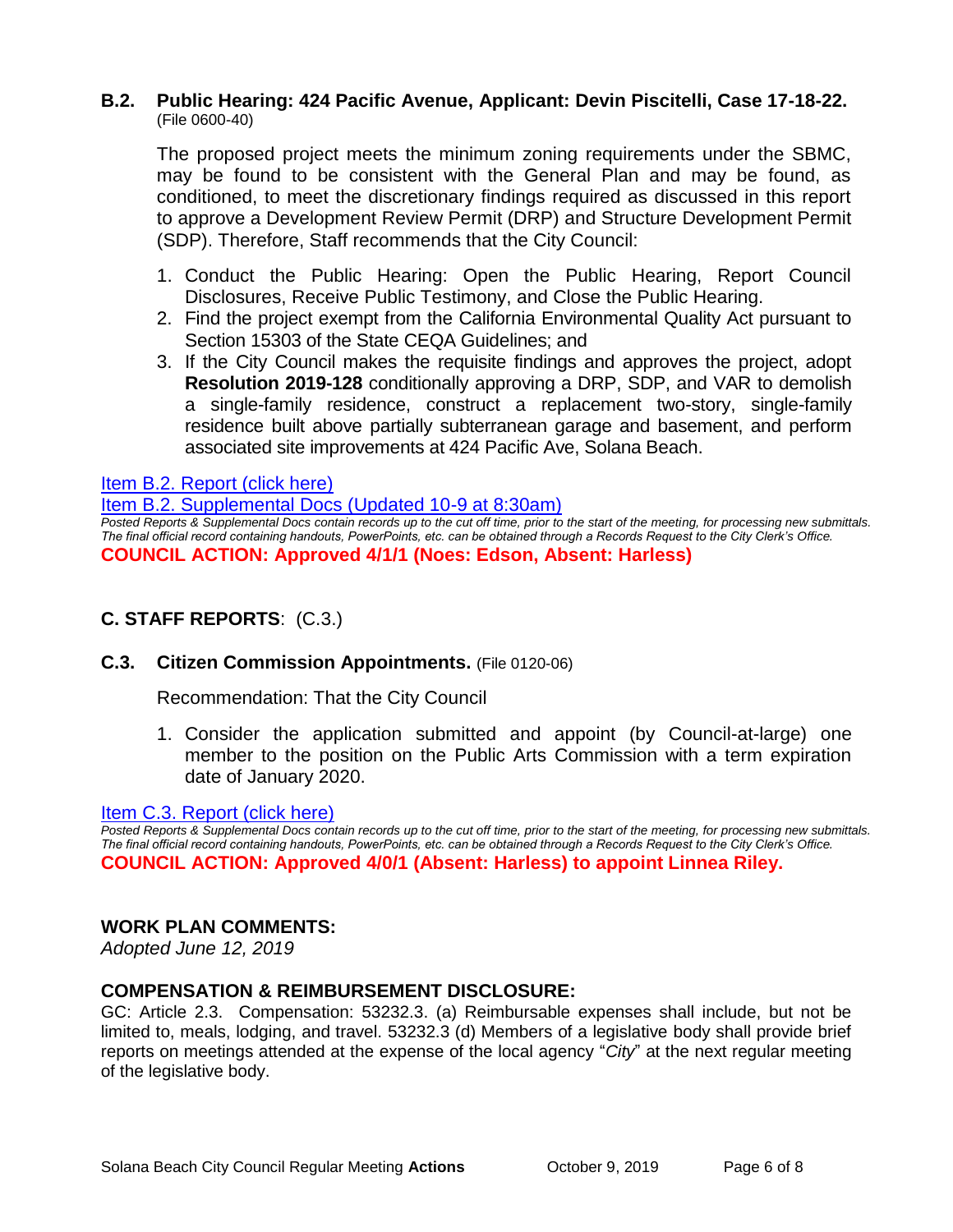**B.2. Public Hearing: 424 Pacific Avenue, Applicant: Devin Piscitelli, Case 17-18-22.** (File 0600-40)

The proposed project meets the minimum zoning requirements under the SBMC, may be found to be consistent with the General Plan and may be found, as conditioned, to meet the discretionary findings required as discussed in this report to approve a Development Review Permit (DRP) and Structure Development Permit (SDP). Therefore, Staff recommends that the City Council:

1. Conduct the Public Hearing: Open the Public Hearing, Report Council Disclosures, Receive Public Testimony, and Close the Public Hearing.
2. Find the project exempt from the California Environmental Quality Act pursuant to Section 15303 of the State CEQA Guidelines; and
3. If the City Council makes the requisite findings and approves the project, adopt **Resolution 2019-128** conditionally approving a DRP, SDP, and VAR to demolish a single-family residence, construct a replacement two-story, single-family residence built above partially subterranean garage and basement, and perform associated site improvements at 424 Pacific Ave, Solana Beach.

Item B.2. Report (click here)

Item B.2. Supplemental Docs (Updated 10-9 at 8:30am)

*Posted Reports & Supplemental Docs contain records up to the cut off time, prior to the start of the meeting, for processing new submittals. The final official record containing handouts, PowerPoints, etc. can be obtained through a Records Request to the City Clerk's Office.*

**COUNCIL ACTION: Approved 4/1/1 (Noes: Edson, Absent: Harless)**

## C. STAFF REPORTS: (C.3.)

**C.3. Citizen Commission Appointments.** (File 0120-06)

Recommendation: That the City Council

1. Consider the application submitted and appoint (by Council-at-large) one member to the position on the Public Arts Commission with a term expiration date of January 2020.

Item C.3. Report (click here)

*Posted Reports & Supplemental Docs contain records up to the cut off time, prior to the start of the meeting, for processing new submittals. The final official record containing handouts, PowerPoints, etc. can be obtained through a Records Request to the City Clerk's Office.*

**COUNCIL ACTION: Approved 4/0/1 (Absent: Harless) to appoint Linnea Riley.**

## WORK PLAN COMMENTS:

*Adopted June 12, 2019*

## COMPENSATION & REIMBURSEMENT DISCLOSURE:

GC: Article 2.3. Compensation: 53232.3. (a) Reimbursable expenses shall include, but not be limited to, meals, lodging, and travel. 53232.3 (d) Members of a legislative body shall provide brief reports on meetings attended at the expense of the local agency "*City*" at the next regular meeting of the legislative body.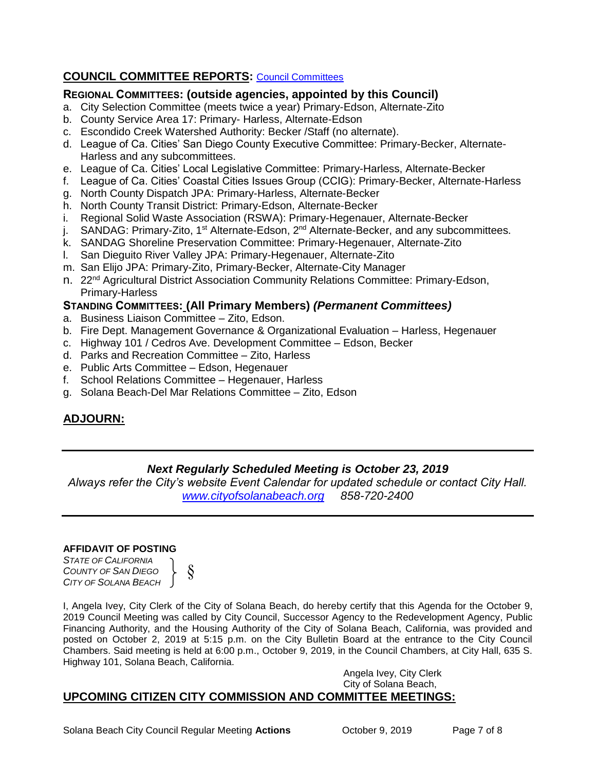## COUNCIL COMMITTEE REPORTS: [Council Committees]

### REGIONAL COMMITTEES: (outside agencies, appointed by this Council)

a. City Selection Committee (meets twice a year) Primary-Edson, Alternate-Zito
b. County Service Area 17: Primary- Harless, Alternate-Edson
c. Escondido Creek Watershed Authority: Becker /Staff (no alternate).
d. League of Ca. Cities' San Diego County Executive Committee: Primary-Becker, Alternate-Harless and any subcommittees.
e. League of Ca. Cities' Local Legislative Committee: Primary-Harless, Alternate-Becker
f. League of Ca. Cities' Coastal Cities Issues Group (CCIG): Primary-Becker, Alternate-Harless
g. North County Dispatch JPA: Primary-Harless, Alternate-Becker
h. North County Transit District: Primary-Edson, Alternate-Becker
i. Regional Solid Waste Association (RSWA): Primary-Hegenauer, Alternate-Becker
j. SANDAG: Primary-Zito, 1st Alternate-Edson, 2nd Alternate-Becker, and any subcommittees.
k. SANDAG Shoreline Preservation Committee: Primary-Hegenauer, Alternate-Zito
l. San Dieguito River Valley JPA: Primary-Hegenauer, Alternate-Zito
m. San Elijo JPA: Primary-Zito, Primary-Becker, Alternate-City Manager
n. 22nd Agricultural District Association Community Relations Committee: Primary-Edson, Primary-Harless

### STANDING COMMITTEES: (All Primary Members) *(Permanent Committees)*

a. Business Liaison Committee – Zito, Edson.
b. Fire Dept. Management Governance & Organizational Evaluation – Harless, Hegenauer
c. Highway 101 / Cedros Ave. Development Committee – Edson, Becker
d. Parks and Recreation Committee – Zito, Harless
e. Public Arts Committee – Edson, Hegenauer
f. School Relations Committee – Hegenauer, Harless
g. Solana Beach-Del Mar Relations Committee – Zito, Edson

## ADJOURN:

---

***Next Regularly Scheduled Meeting is October 23, 2019***

*Always refer the City's website Event Calendar for updated schedule or contact City Hall.*
*[www.cityofsolanabeach.org](www.cityofsolanabeach.org) 858-720-2400*

---

**AFFIDAVIT OF POSTING**

*STATE OF CALIFORNIA*
*COUNTY OF SAN DIEGO* } §
*CITY OF SOLANA BEACH*

I, Angela Ivey, City Clerk of the City of Solana Beach, do hereby certify that this Agenda for the October 9, 2019 Council Meeting was called by City Council, Successor Agency to the Redevelopment Agency, Public Financing Authority, and the Housing Authority of the City of Solana Beach, California, was provided and posted on October 2, 2019 at 5:15 p.m. on the City Bulletin Board at the entrance to the City Council Chambers. Said meeting is held at 6:00 p.m., October 9, 2019, in the Council Chambers, at City Hall, 635 S. Highway 101, Solana Beach, California.

Angela Ivey, City Clerk
City of Solana Beach,

## UPCOMING CITIZEN CITY COMMISSION AND COMMITTEE MEETINGS: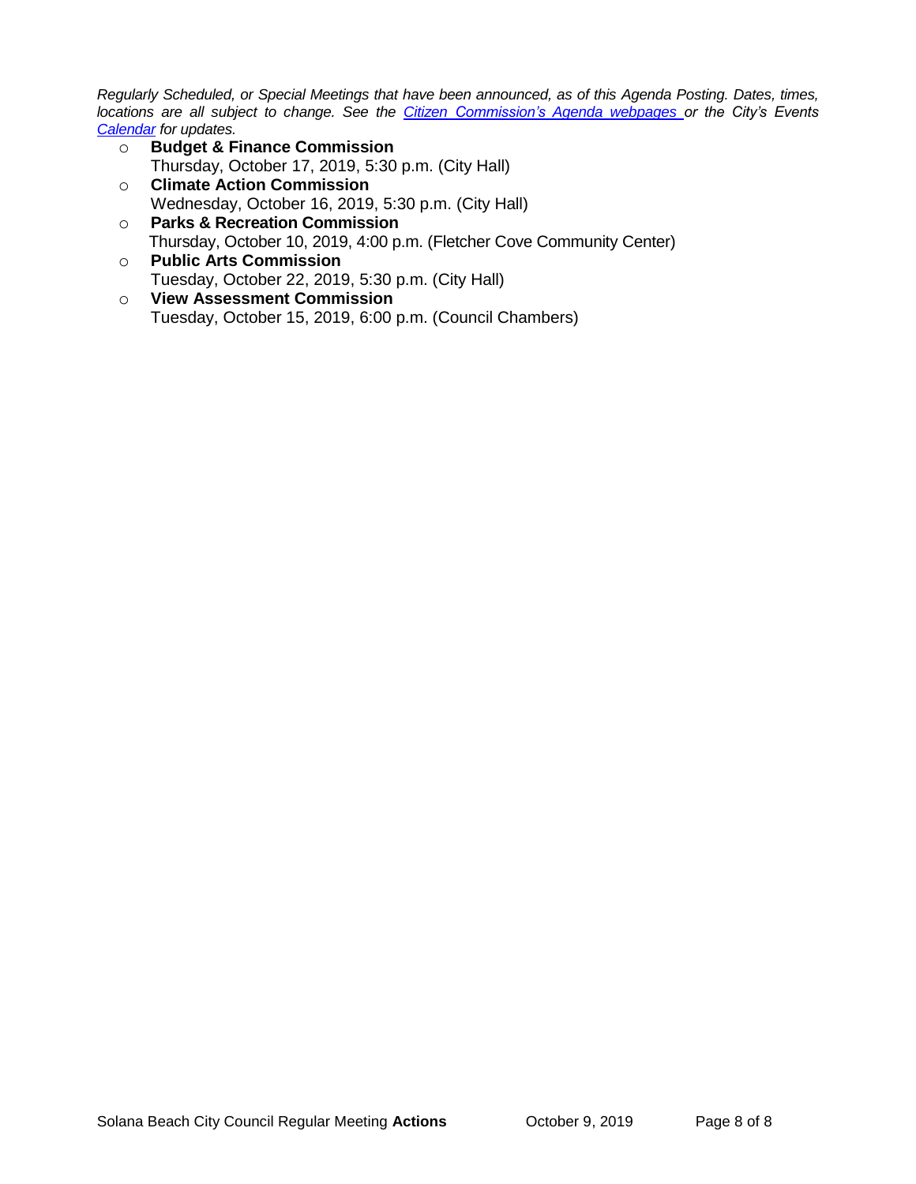*Regularly Scheduled, or Special Meetings that have been announced, as of this Agenda Posting. Dates, times, locations are all subject to change. See the [Citizen Commission's Agenda webpages](#) or the City's Events [Calendar](#) for updates.*

- **Budget & Finance Commission**
  Thursday, October 17, 2019, 5:30 p.m. (City Hall)
- **Climate Action Commission**
  Wednesday, October 16, 2019, 5:30 p.m. (City Hall)
- **Parks & Recreation Commission**
  Thursday, October 10, 2019, 4:00 p.m. (Fletcher Cove Community Center)
- **Public Arts Commission**
  Tuesday, October 22, 2019, 5:30 p.m. (City Hall)
- **View Assessment Commission**
  Tuesday, October 15, 2019, 6:00 p.m. (Council Chambers)